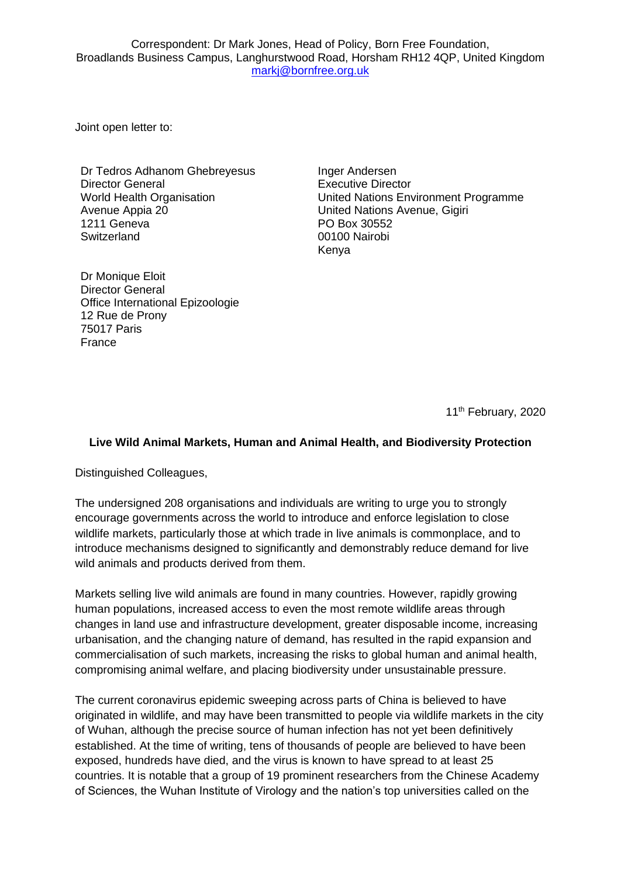Correspondent: Dr Mark Jones, Head of Policy, Born Free Foundation,
Broadlands Business Campus, Langhurstwood Road, Horsham RH12 4QP, United Kingdom
markj@bornfree.org.uk

Joint open letter to:

Dr Tedros Adhanom Ghebreyesus
Director General
World Health Organisation
Avenue Appia 20
1211 Geneva
Switzerland

Inger Andersen
Executive Director
United Nations Environment Programme
United Nations Avenue, Gigiri
PO Box 30552
00100 Nairobi
Kenya

Dr Monique Eloit
Director General
Office International Epizoologie
12 Rue de Prony
75017 Paris
France

11th February, 2020

**Live Wild Animal Markets, Human and Animal Health, and Biodiversity Protection**

Distinguished Colleagues,

The undersigned 208 organisations and individuals are writing to urge you to strongly encourage governments across the world to introduce and enforce legislation to close wildlife markets, particularly those at which trade in live animals is commonplace, and to introduce mechanisms designed to significantly and demonstrably reduce demand for live wild animals and products derived from them.

Markets selling live wild animals are found in many countries. However, rapidly growing human populations, increased access to even the most remote wildlife areas through changes in land use and infrastructure development, greater disposable income, increasing urbanisation, and the changing nature of demand, has resulted in the rapid expansion and commercialisation of such markets, increasing the risks to global human and animal health, compromising animal welfare, and placing biodiversity under unsustainable pressure.

The current coronavirus epidemic sweeping across parts of China is believed to have originated in wildlife, and may have been transmitted to people via wildlife markets in the city of Wuhan, although the precise source of human infection has not yet been definitively established. At the time of writing, tens of thousands of people are believed to have been exposed, hundreds have died, and the virus is known to have spread to at least 25 countries. It is notable that a group of 19 prominent researchers from the Chinese Academy of Sciences, the Wuhan Institute of Virology and the nation's top universities called on the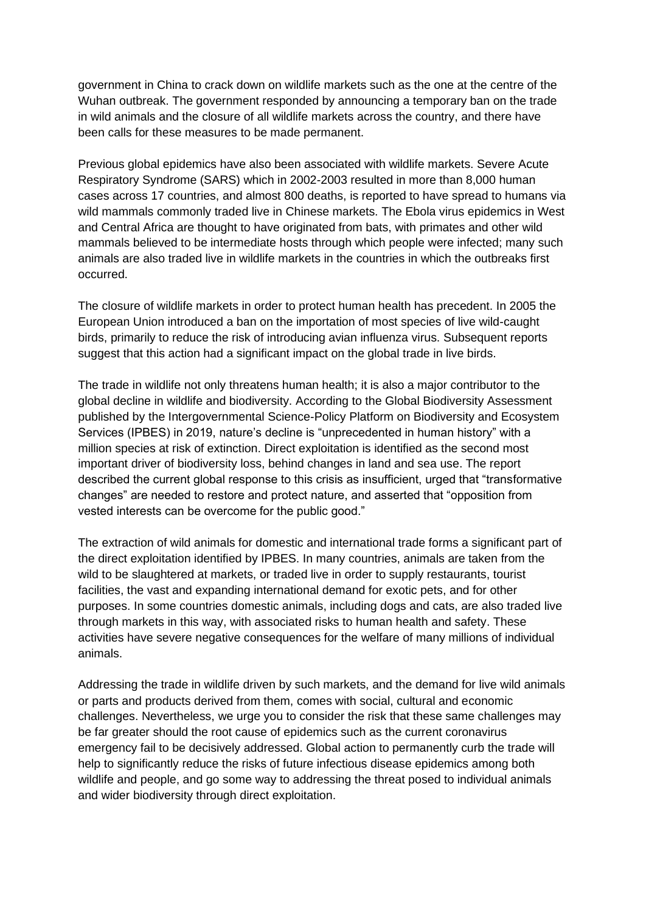government in China to crack down on wildlife markets such as the one at the centre of the Wuhan outbreak. The government responded by announcing a temporary ban on the trade in wild animals and the closure of all wildlife markets across the country, and there have been calls for these measures to be made permanent.

Previous global epidemics have also been associated with wildlife markets. Severe Acute Respiratory Syndrome (SARS) which in 2002-2003 resulted in more than 8,000 human cases across 17 countries, and almost 800 deaths, is reported to have spread to humans via wild mammals commonly traded live in Chinese markets. The Ebola virus epidemics in West and Central Africa are thought to have originated from bats, with primates and other wild mammals believed to be intermediate hosts through which people were infected; many such animals are also traded live in wildlife markets in the countries in which the outbreaks first occurred.

The closure of wildlife markets in order to protect human health has precedent. In 2005 the European Union introduced a ban on the importation of most species of live wild-caught birds, primarily to reduce the risk of introducing avian influenza virus. Subsequent reports suggest that this action had a significant impact on the global trade in live birds.

The trade in wildlife not only threatens human health; it is also a major contributor to the global decline in wildlife and biodiversity. According to the Global Biodiversity Assessment published by the Intergovernmental Science-Policy Platform on Biodiversity and Ecosystem Services (IPBES) in 2019, nature's decline is "unprecedented in human history" with a million species at risk of extinction. Direct exploitation is identified as the second most important driver of biodiversity loss, behind changes in land and sea use. The report described the current global response to this crisis as insufficient, urged that "transformative changes" are needed to restore and protect nature, and asserted that "opposition from vested interests can be overcome for the public good."

The extraction of wild animals for domestic and international trade forms a significant part of the direct exploitation identified by IPBES. In many countries, animals are taken from the wild to be slaughtered at markets, or traded live in order to supply restaurants, tourist facilities, the vast and expanding international demand for exotic pets, and for other purposes. In some countries domestic animals, including dogs and cats, are also traded live through markets in this way, with associated risks to human health and safety. These activities have severe negative consequences for the welfare of many millions of individual animals.

Addressing the trade in wildlife driven by such markets, and the demand for live wild animals or parts and products derived from them, comes with social, cultural and economic challenges. Nevertheless, we urge you to consider the risk that these same challenges may be far greater should the root cause of epidemics such as the current coronavirus emergency fail to be decisively addressed. Global action to permanently curb the trade will help to significantly reduce the risks of future infectious disease epidemics among both wildlife and people, and go some way to addressing the threat posed to individual animals and wider biodiversity through direct exploitation.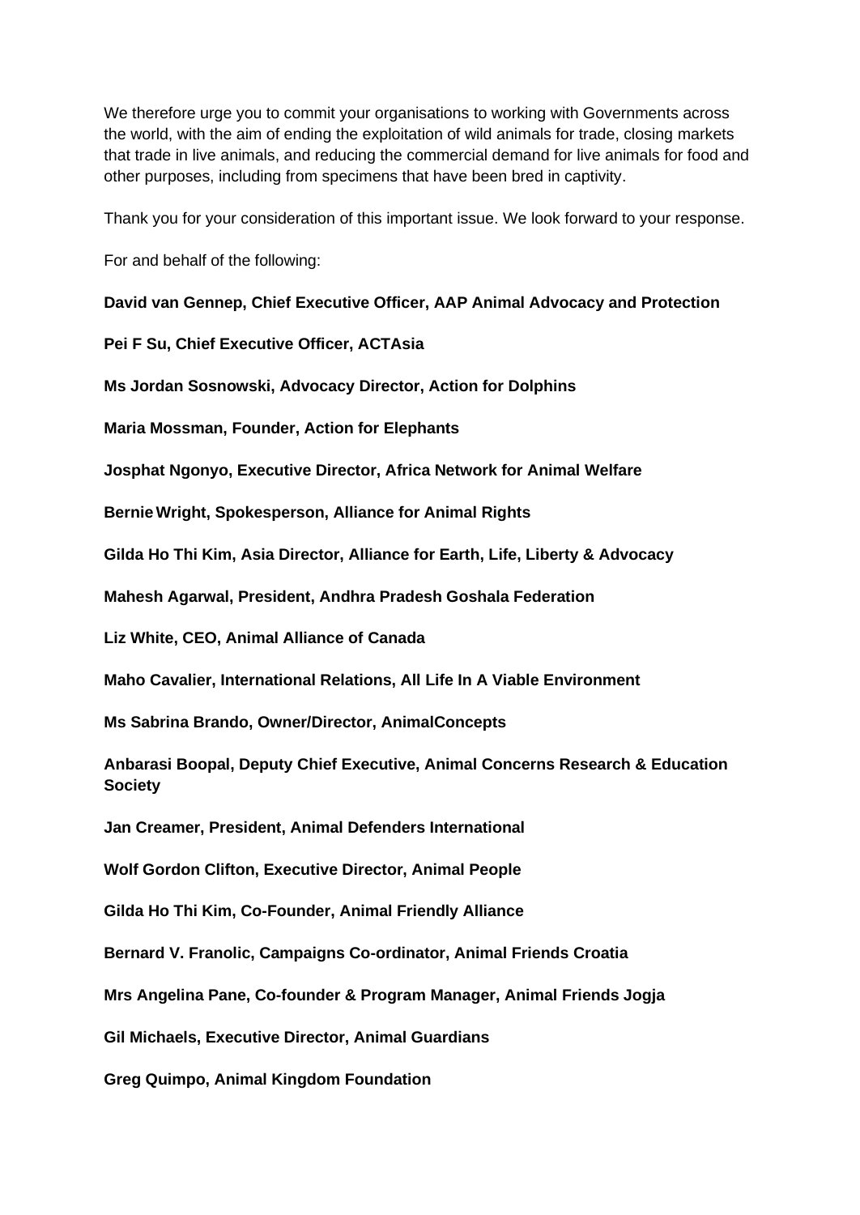We therefore urge you to commit your organisations to working with Governments across the world, with the aim of ending the exploitation of wild animals for trade, closing markets that trade in live animals, and reducing the commercial demand for live animals for food and other purposes, including from specimens that have been bred in captivity.

Thank you for your consideration of this important issue. We look forward to your response.

For and behalf of the following:

**David van Gennep, Chief Executive Officer, AAP Animal Advocacy and Protection**

**Pei F Su, Chief Executive Officer, ACTAsia**

**Ms Jordan Sosnowski, Advocacy Director, Action for Dolphins**

**Maria Mossman, Founder, Action for Elephants**

**Josphat Ngonyo, Executive Director, Africa Network for Animal Welfare**

**Bernie Wright, Spokesperson, Alliance for Animal Rights**

**Gilda Ho Thi Kim, Asia Director, Alliance for Earth, Life, Liberty & Advocacy**

**Mahesh Agarwal, President, Andhra Pradesh Goshala Federation**

**Liz White, CEO, Animal Alliance of Canada**

**Maho Cavalier, International Relations, All Life In A Viable Environment**

**Ms Sabrina Brando, Owner/Director, AnimalConcepts**

**Anbarasi Boopal, Deputy Chief Executive, Animal Concerns Research & Education Society**

**Jan Creamer, President, Animal Defenders International**

**Wolf Gordon Clifton, Executive Director, Animal People**

**Gilda Ho Thi Kim, Co-Founder, Animal Friendly Alliance**

**Bernard V. Franolic, Campaigns Co-ordinator, Animal Friends Croatia**

**Mrs Angelina Pane, Co-founder & Program Manager, Animal Friends Jogja**

**Gil Michaels, Executive Director, Animal Guardians**

**Greg Quimpo, Animal Kingdom Foundation**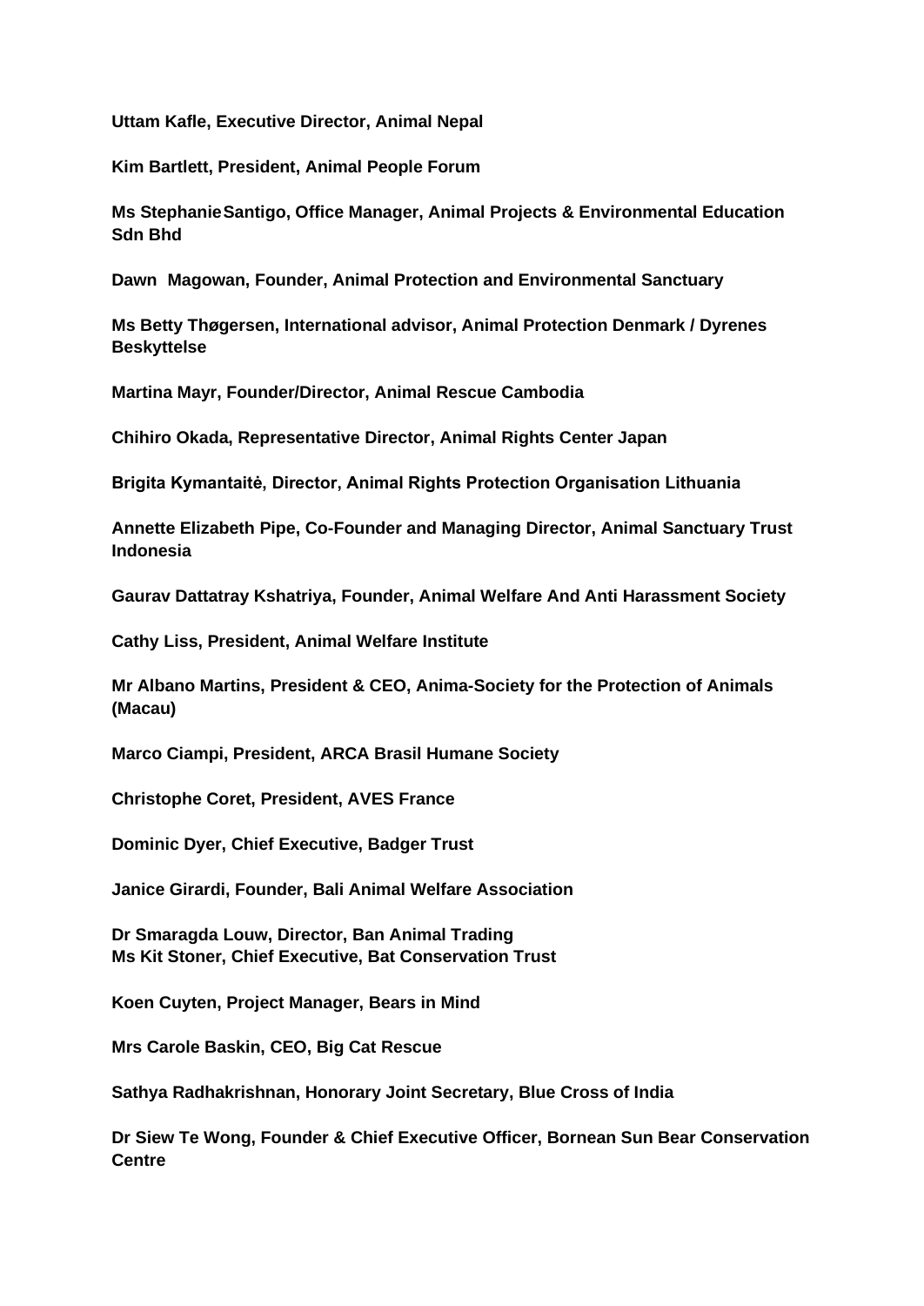**Uttam Kafle, Executive Director, Animal Nepal**

**Kim Bartlett, President, Animal People Forum**

**Ms Stephanie Santigo, Office Manager, Animal Projects & Environmental Education Sdn Bhd**

**Dawn Magowan, Founder, Animal Protection and Environmental Sanctuary**

**Ms Betty Thøgersen, International advisor, Animal Protection Denmark / Dyrenes Beskyttelse**

**Martina Mayr, Founder/Director, Animal Rescue Cambodia**

**Chihiro Okada, Representative Director, Animal Rights Center Japan**

**Brigita Kymantaitė, Director, Animal Rights Protection Organisation Lithuania**

**Annette Elizabeth Pipe, Co-Founder and Managing Director, Animal Sanctuary Trust Indonesia**

**Gaurav Dattatray Kshatriya, Founder, Animal Welfare And Anti Harassment Society**

**Cathy Liss, President, Animal Welfare Institute**

**Mr Albano Martins, President & CEO, Anima-Society for the Protection of Animals (Macau)**

**Marco Ciampi, President, ARCA Brasil Humane Society**

**Christophe Coret, President, AVES France**

**Dominic Dyer, Chief Executive, Badger Trust**

**Janice Girardi, Founder, Bali Animal Welfare Association**

**Dr Smaragda Louw, Director, Ban Animal Trading**
**Ms Kit Stoner, Chief Executive, Bat Conservation Trust**

**Koen Cuyten, Project Manager, Bears in Mind**

**Mrs Carole Baskin, CEO, Big Cat Rescue**

**Sathya Radhakrishnan, Honorary Joint Secretary, Blue Cross of India**

**Dr Siew Te Wong, Founder & Chief Executive Officer, Bornean Sun Bear Conservation Centre**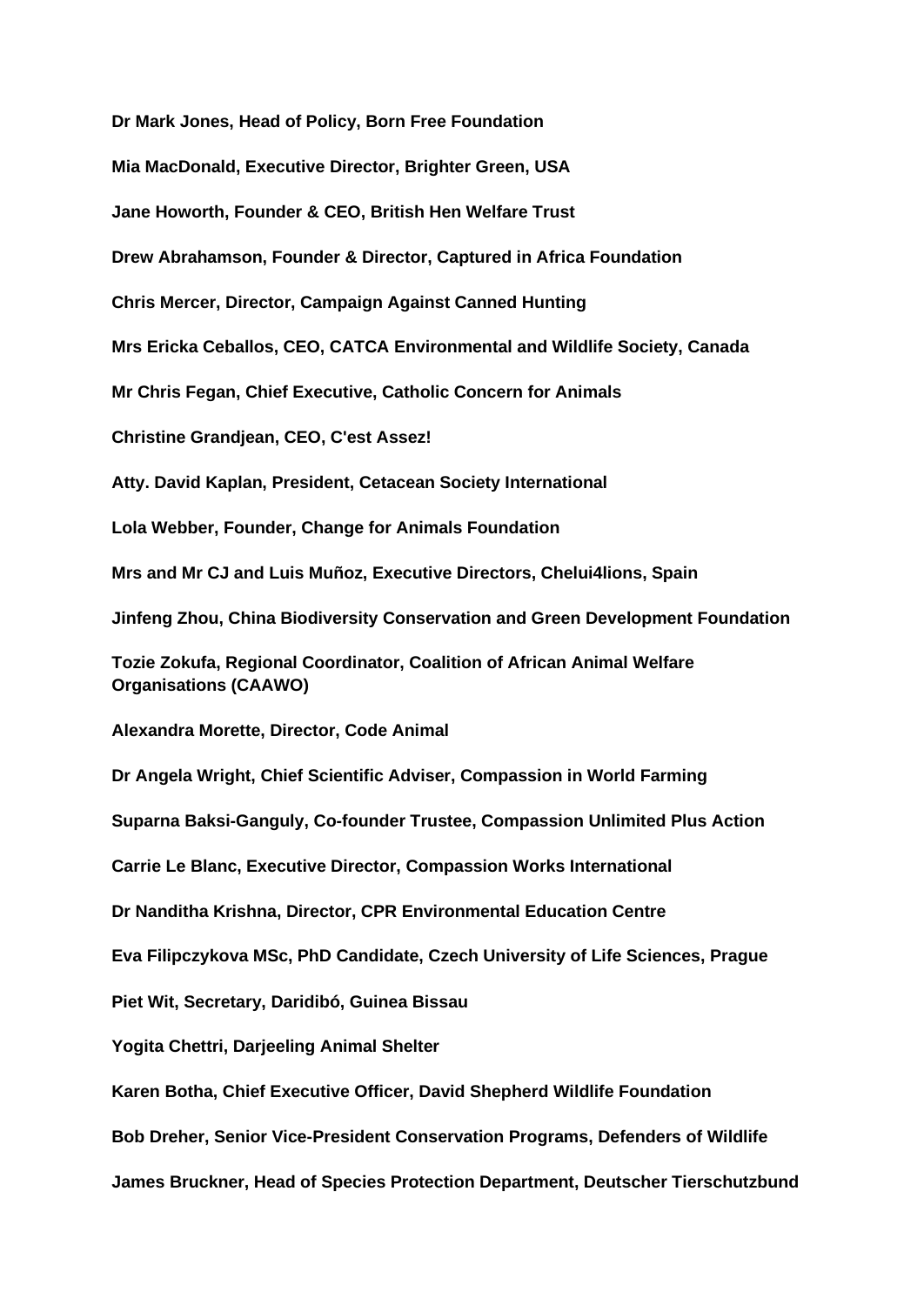**Dr Mark Jones, Head of Policy, Born Free Foundation**

**Mia MacDonald, Executive Director, Brighter Green, USA**

**Jane Howorth, Founder & CEO, British Hen Welfare Trust**

**Drew Abrahamson, Founder & Director, Captured in Africa Foundation**

**Chris Mercer, Director, Campaign Against Canned Hunting**

**Mrs Ericka Ceballos, CEO, CATCA Environmental and Wildlife Society, Canada**

**Mr Chris Fegan, Chief Executive, Catholic Concern for Animals**

**Christine Grandjean, CEO, C'est Assez!**

**Atty. David Kaplan, President, Cetacean Society International**

**Lola Webber, Founder, Change for Animals Foundation**

**Mrs and Mr CJ and Luis Muñoz, Executive Directors, Chelui4lions, Spain**

**Jinfeng Zhou, China Biodiversity Conservation and Green Development Foundation**

**Tozie Zokufa, Regional Coordinator, Coalition of African Animal Welfare Organisations (CAAWO)**

**Alexandra Morette, Director, Code Animal**

**Dr Angela Wright, Chief Scientific Adviser, Compassion in World Farming**

**Suparna Baksi-Ganguly, Co-founder Trustee, Compassion Unlimited Plus Action**

**Carrie Le Blanc, Executive Director, Compassion Works International**

**Dr Nanditha Krishna, Director, CPR Environmental Education Centre**

**Eva Filipczykova MSc, PhD Candidate, Czech University of Life Sciences, Prague**

**Piet Wit, Secretary, Daridibó, Guinea Bissau**

**Yogita Chettri, Darjeeling Animal Shelter**

**Karen Botha, Chief Executive Officer, David Shepherd Wildlife Foundation**

**Bob Dreher, Senior Vice-President Conservation Programs, Defenders of Wildlife**

**James Bruckner, Head of Species Protection Department, Deutscher Tierschutzbund**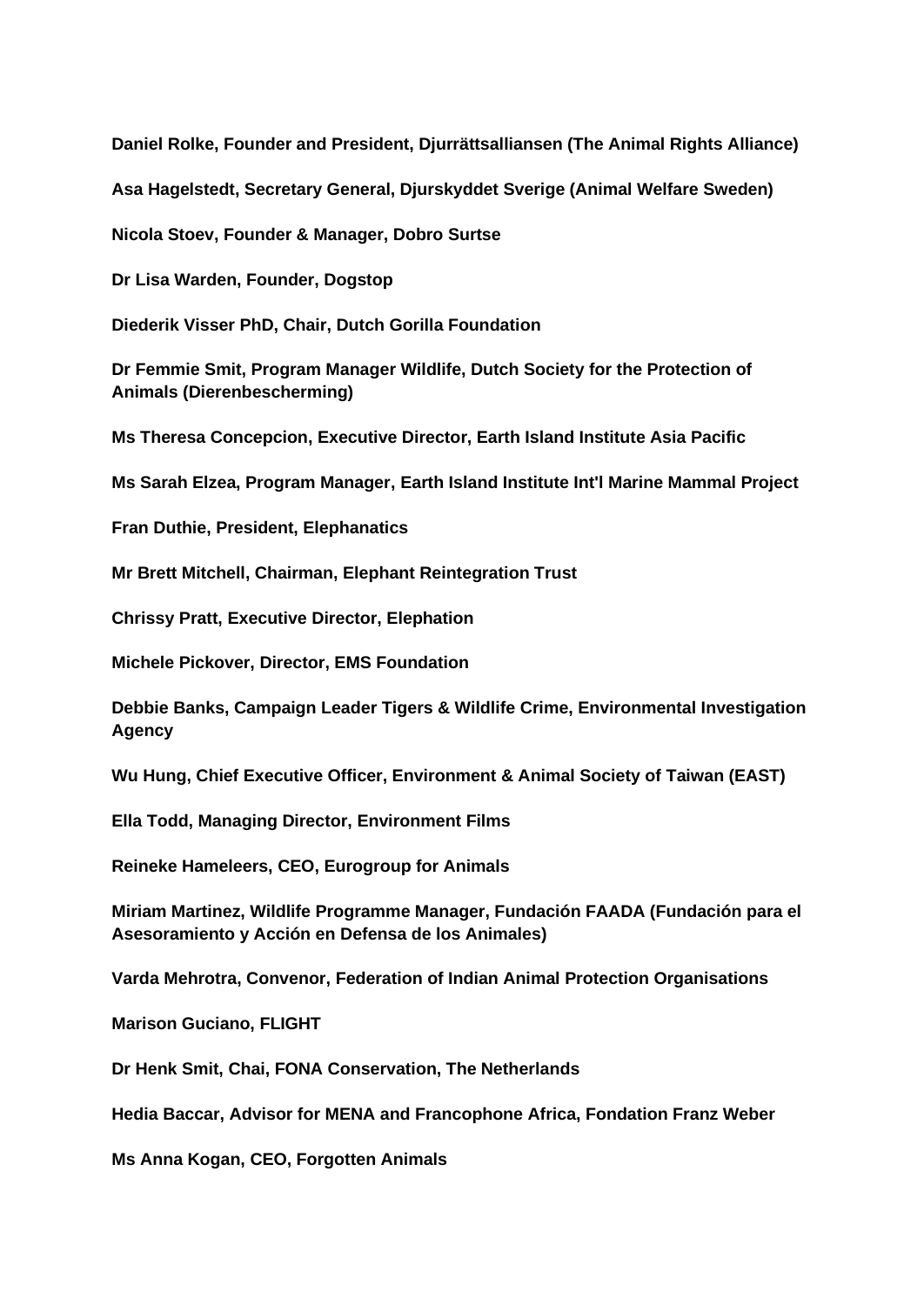**Daniel Rolke, Founder and President, Djurrättsalliansen (The Animal Rights Alliance)**

**Asa Hagelstedt, Secretary General, Djurskyddet Sverige (Animal Welfare Sweden)**

**Nicola Stoev, Founder & Manager, Dobro Surtse**

**Dr Lisa Warden, Founder, Dogstop**

**Diederik Visser PhD, Chair, Dutch Gorilla Foundation**

**Dr Femmie Smit, Program Manager Wildlife, Dutch Society for the Protection of Animals (Dierenbescherming)**

**Ms Theresa Concepcion, Executive Director, Earth Island Institute Asia Pacific**

**Ms Sarah Elzea, Program Manager, Earth Island Institute Int'l Marine Mammal Project**

**Fran Duthie, President, Elephanatics**

**Mr Brett Mitchell, Chairman, Elephant Reintegration Trust**

**Chrissy Pratt, Executive Director, Elephation**

**Michele Pickover, Director, EMS Foundation**

**Debbie Banks, Campaign Leader Tigers & Wildlife Crime, Environmental Investigation Agency**

**Wu Hung, Chief Executive Officer, Environment & Animal Society of Taiwan (EAST)**

**Ella Todd, Managing Director, Environment Films**

**Reineke Hameleers, CEO, Eurogroup for Animals**

**Miriam Martinez, Wildlife Programme Manager, Fundación FAADA (Fundación para el Asesoramiento y Acción en Defensa de los Animales)**

**Varda Mehrotra, Convenor, Federation of Indian Animal Protection Organisations**

**Marison Guciano, FLIGHT**

**Dr Henk Smit, Chai, FONA Conservation, The Netherlands**

**Hedia Baccar, Advisor for MENA and Francophone Africa, Fondation Franz Weber**

**Ms Anna Kogan, CEO, Forgotten Animals**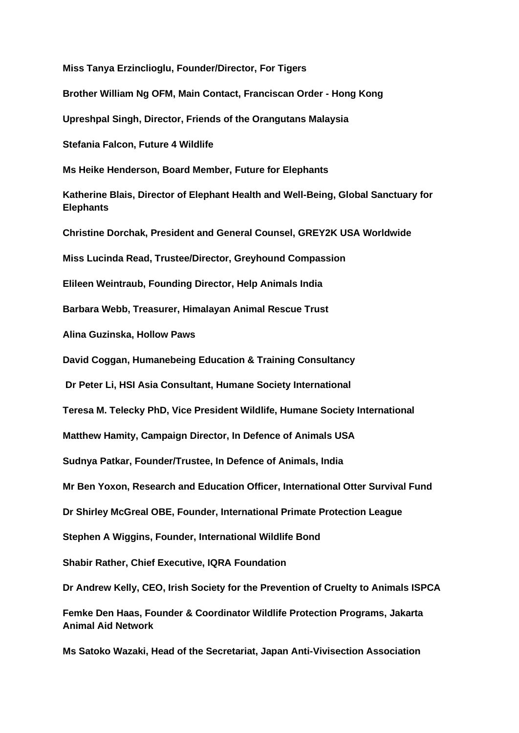**Miss Tanya Erzinclioglu, Founder/Director, For Tigers**

**Brother William Ng OFM, Main Contact, Franciscan Order - Hong Kong**

**Upreshpal Singh, Director, Friends of the Orangutans Malaysia**

**Stefania Falcon, Future 4 Wildlife**

**Ms Heike Henderson, Board Member, Future for Elephants**

**Katherine Blais, Director of Elephant Health and Well-Being, Global Sanctuary for Elephants**

**Christine Dorchak, President and General Counsel, GREY2K USA Worldwide**

**Miss Lucinda Read, Trustee/Director, Greyhound Compassion**

**Elileen Weintraub, Founding Director, Help Animals India**

**Barbara Webb, Treasurer, Himalayan Animal Rescue Trust**

**Alina Guzinska, Hollow Paws**

**David Coggan, Humanebeing Education & Training Consultancy**

**Dr Peter Li, HSI Asia Consultant, Humane Society International**

**Teresa M. Telecky PhD, Vice President Wildlife, Humane Society International**

**Matthew Hamity, Campaign Director, In Defence of Animals USA**

**Sudnya Patkar, Founder/Trustee, In Defence of Animals, India**

**Mr Ben Yoxon, Research and Education Officer, International Otter Survival Fund**

**Dr Shirley McGreal OBE, Founder, International Primate Protection League**

**Stephen A Wiggins, Founder, International Wildlife Bond**

**Shabir Rather, Chief Executive, IQRA Foundation**

**Dr Andrew Kelly, CEO, Irish Society for the Prevention of Cruelty to Animals ISPCA**

**Femke Den Haas, Founder & Coordinator Wildlife Protection Programs, Jakarta Animal Aid Network**

**Ms Satoko Wazaki, Head of the Secretariat, Japan Anti-Vivisection Association**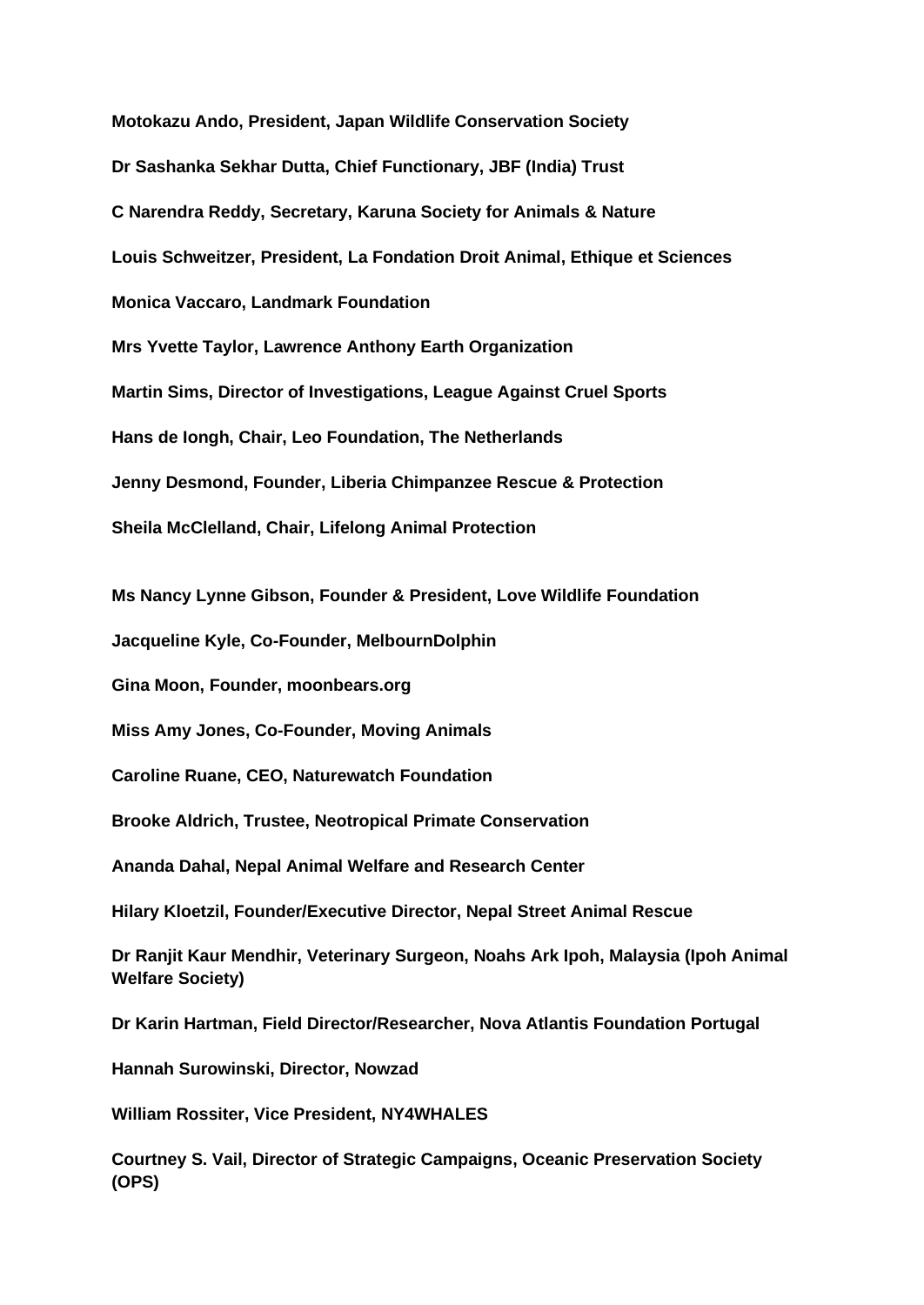**Motokazu Ando, President, Japan Wildlife Conservation Society**

**Dr Sashanka Sekhar Dutta, Chief Functionary, JBF (India) Trust**

**C Narendra Reddy, Secretary, Karuna Society for Animals & Nature**

**Louis Schweitzer, President, La Fondation Droit Animal, Ethique et Sciences**

**Monica Vaccaro, Landmark Foundation**

**Mrs Yvette Taylor, Lawrence Anthony Earth Organization**

**Martin Sims, Director of Investigations, League Against Cruel Sports**

**Hans de Iongh, Chair, Leo Foundation, The Netherlands**

**Jenny Desmond, Founder, Liberia Chimpanzee Rescue & Protection**

**Sheila McClelland, Chair, Lifelong Animal Protection**

**Ms Nancy Lynne Gibson, Founder & President, Love Wildlife Foundation**

**Jacqueline Kyle, Co-Founder, MelbournDolphin**

**Gina Moon, Founder, moonbears.org**

**Miss Amy Jones, Co-Founder, Moving Animals**

**Caroline Ruane, CEO, Naturewatch Foundation**

**Brooke Aldrich, Trustee, Neotropical Primate Conservation**

**Ananda Dahal, Nepal Animal Welfare and Research Center**

**Hilary Kloetzil, Founder/Executive Director, Nepal Street Animal Rescue**

**Dr Ranjit Kaur Mendhir, Veterinary Surgeon, Noahs Ark Ipoh, Malaysia (Ipoh Animal Welfare Society)**

**Dr Karin Hartman, Field Director/Researcher, Nova Atlantis Foundation Portugal**

**Hannah Surowinski, Director, Nowzad**

**William Rossiter, Vice President, NY4WHALES**

**Courtney S. Vail, Director of Strategic Campaigns, Oceanic Preservation Society (OPS)**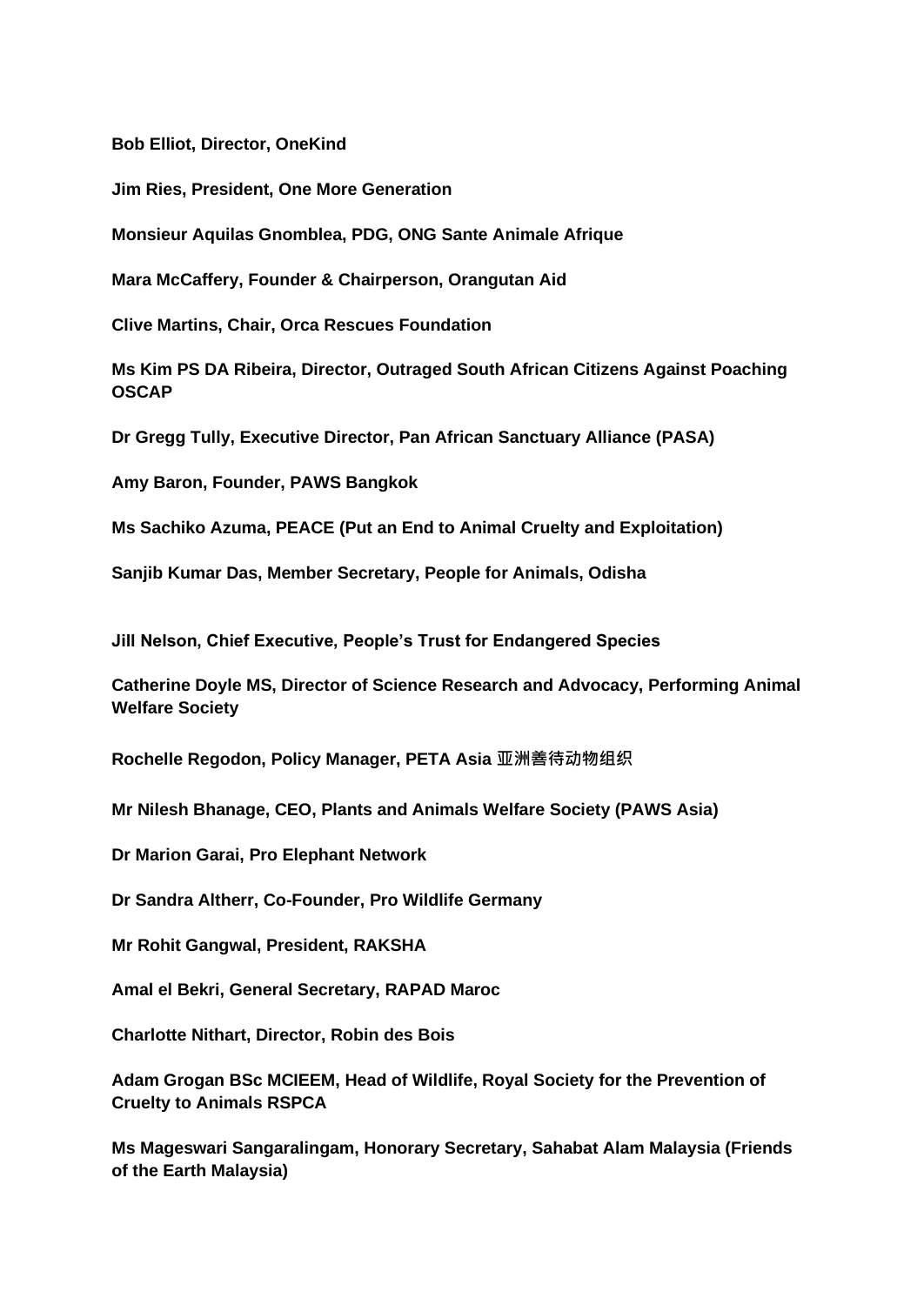**Bob Elliot, Director, OneKind**

**Jim Ries, President, One More Generation**

**Monsieur Aquilas Gnomblea, PDG, ONG Sante Animale Afrique**

**Mara McCaffery, Founder & Chairperson, Orangutan Aid**

**Clive Martins, Chair, Orca Rescues Foundation**

**Ms Kim PS DA Ribeira, Director, Outraged South African Citizens Against Poaching OSCAP**

**Dr Gregg Tully, Executive Director, Pan African Sanctuary Alliance (PASA)**

**Amy Baron, Founder, PAWS Bangkok**

**Ms Sachiko Azuma, PEACE (Put an End to Animal Cruelty and Exploitation)**

**Sanjib Kumar Das, Member Secretary, People for Animals, Odisha**

**Jill Nelson, Chief Executive, People's Trust for Endangered Species**

**Catherine Doyle MS, Director of Science Research and Advocacy, Performing Animal Welfare Society**

**Rochelle Regodon, Policy Manager, PETA Asia 亚洲善待动物组织**

**Mr Nilesh Bhanage, CEO, Plants and Animals Welfare Society (PAWS Asia)**

**Dr Marion Garai, Pro Elephant Network**

**Dr Sandra Altherr, Co-Founder, Pro Wildlife Germany**

**Mr Rohit Gangwal, President, RAKSHA**

**Amal el Bekri, General Secretary, RAPAD Maroc**

**Charlotte Nithart, Director, Robin des Bois**

**Adam Grogan BSc MCIEEM, Head of Wildlife, Royal Society for the Prevention of Cruelty to Animals RSPCA**

**Ms Mageswari Sangaralingam, Honorary Secretary, Sahabat Alam Malaysia (Friends of the Earth Malaysia)**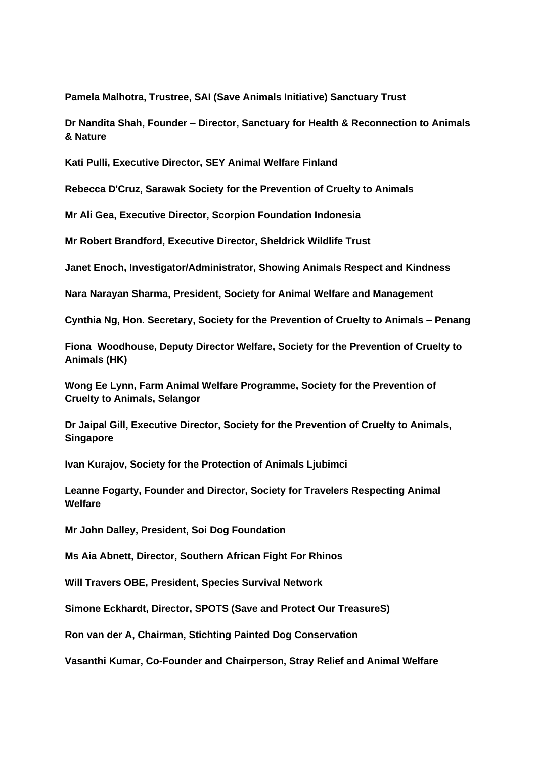**Pamela Malhotra, Trustree, SAI (Save Animals Initiative) Sanctuary Trust**

**Dr Nandita Shah, Founder – Director, Sanctuary for Health & Reconnection to Animals & Nature**

**Kati Pulli, Executive Director, SEY Animal Welfare Finland**

**Rebecca D'Cruz, Sarawak Society for the Prevention of Cruelty to Animals**

**Mr Ali Gea, Executive Director, Scorpion Foundation Indonesia**

**Mr Robert Brandford, Executive Director, Sheldrick Wildlife Trust**

**Janet Enoch, Investigator/Administrator, Showing Animals Respect and Kindness**

**Nara Narayan Sharma, President, Society for Animal Welfare and Management**

**Cynthia Ng, Hon. Secretary, Society for the Prevention of Cruelty to Animals – Penang**

**Fiona Woodhouse, Deputy Director Welfare, Society for the Prevention of Cruelty to Animals (HK)**

**Wong Ee Lynn, Farm Animal Welfare Programme, Society for the Prevention of Cruelty to Animals, Selangor**

**Dr Jaipal Gill, Executive Director, Society for the Prevention of Cruelty to Animals, Singapore**

**Ivan Kurajov, Society for the Protection of Animals Ljubimci**

**Leanne Fogarty, Founder and Director, Society for Travelers Respecting Animal Welfare**

**Mr John Dalley, President, Soi Dog Foundation**

**Ms Aia Abnett, Director, Southern African Fight For Rhinos**

**Will Travers OBE, President, Species Survival Network**

**Simone Eckhardt, Director, SPOTS (Save and Protect Our TreasureS)**

**Ron van der A, Chairman, Stichting Painted Dog Conservation**

**Vasanthi Kumar, Co-Founder and Chairperson, Stray Relief and Animal Welfare**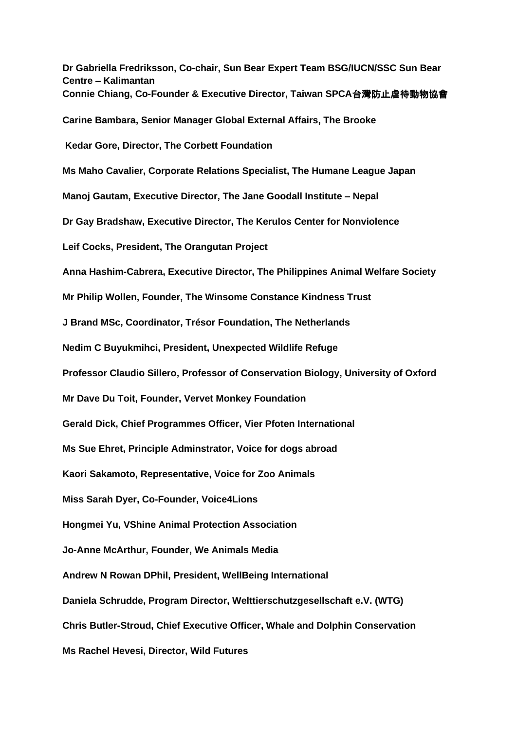**Dr Gabriella Fredriksson, Co-chair, Sun Bear Expert Team BSG/IUCN/SSC Sun Bear Centre – Kalimantan**
**Connie Chiang, Co-Founder & Executive Director, Taiwan SPCA台灣防止虐待動物協會**

**Carine Bambara, Senior Manager Global External Affairs, The Brooke**

**Kedar Gore, Director, The Corbett Foundation**

**Ms Maho Cavalier, Corporate Relations Specialist, The Humane League Japan**

**Manoj Gautam, Executive Director, The Jane Goodall Institute – Nepal**

**Dr Gay Bradshaw, Executive Director, The Kerulos Center for Nonviolence**

**Leif Cocks, President, The Orangutan Project**

**Anna Hashim-Cabrera, Executive Director, The Philippines Animal Welfare Society**

**Mr Philip Wollen, Founder, The Winsome Constance Kindness Trust**

**J Brand MSc, Coordinator, Trésor Foundation, The Netherlands**

**Nedim C Buyukmihci, President, Unexpected Wildlife Refuge**

**Professor Claudio Sillero, Professor of Conservation Biology, University of Oxford**

**Mr Dave Du Toit, Founder, Vervet Monkey Foundation**

**Gerald Dick, Chief Programmes Officer, Vier Pfoten International**

**Ms Sue Ehret, Principle Adminstrator, Voice for dogs abroad**

**Kaori Sakamoto, Representative, Voice for Zoo Animals**

**Miss Sarah Dyer, Co-Founder, Voice4Lions**

**Hongmei Yu, VShine Animal Protection Association**

**Jo-Anne McArthur, Founder, We Animals Media**

**Andrew N Rowan DPhil, President, WellBeing International**

**Daniela Schrudde, Program Director, Welttierschutzgesellschaft e.V. (WTG)**

**Chris Butler-Stroud, Chief Executive Officer, Whale and Dolphin Conservation**

**Ms Rachel Hevesi, Director, Wild Futures**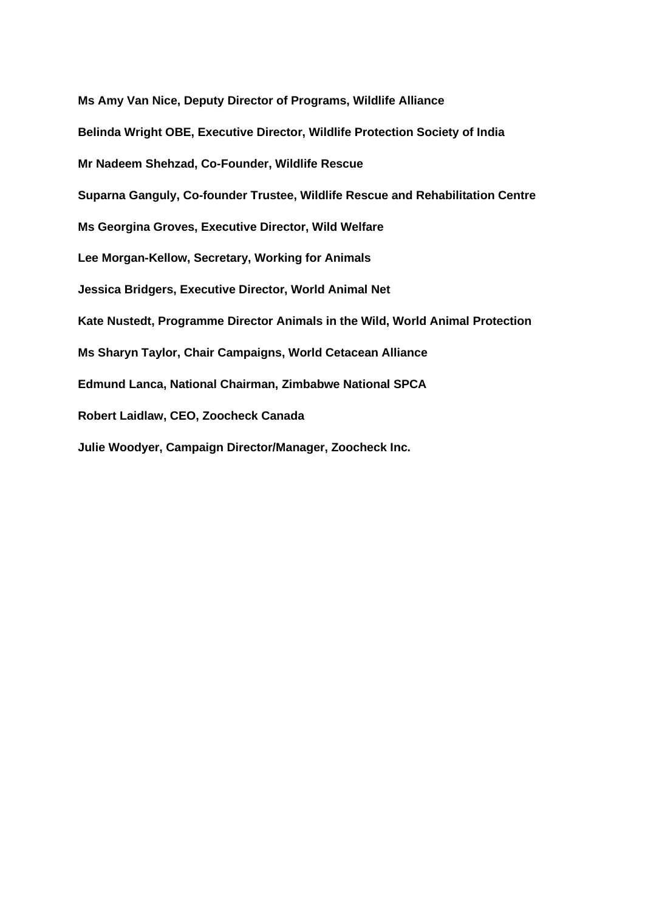**Ms Amy Van Nice, Deputy Director of Programs, Wildlife Alliance**

**Belinda Wright OBE, Executive Director, Wildlife Protection Society of India**

**Mr Nadeem Shehzad, Co-Founder, Wildlife Rescue**

**Suparna Ganguly, Co-founder Trustee, Wildlife Rescue and Rehabilitation Centre**

**Ms Georgina Groves, Executive Director, Wild Welfare**

**Lee Morgan-Kellow, Secretary, Working for Animals**

**Jessica Bridgers, Executive Director, World Animal Net**

**Kate Nustedt, Programme Director Animals in the Wild, World Animal Protection**

**Ms Sharyn Taylor, Chair Campaigns, World Cetacean Alliance**

**Edmund Lanca, National Chairman, Zimbabwe National SPCA**

**Robert Laidlaw, CEO, Zoocheck Canada**

**Julie Woodyer, Campaign Director/Manager, Zoocheck Inc.**